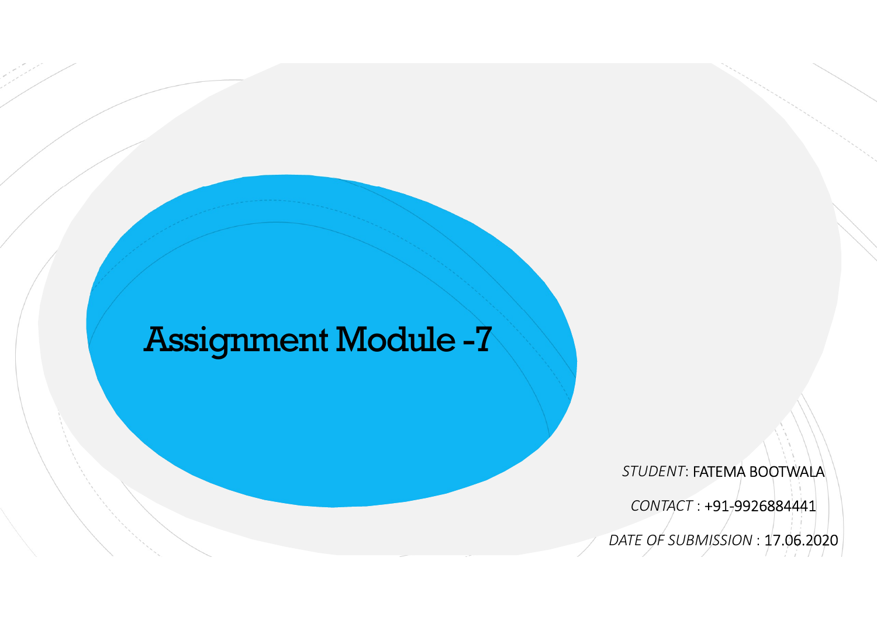# Assignment Module -7

*STUDENT*: FATEMA BOOTWALA

*CONTACT* : +91-9926884441

*DATE OF SUBMISSION* : 17.06.2020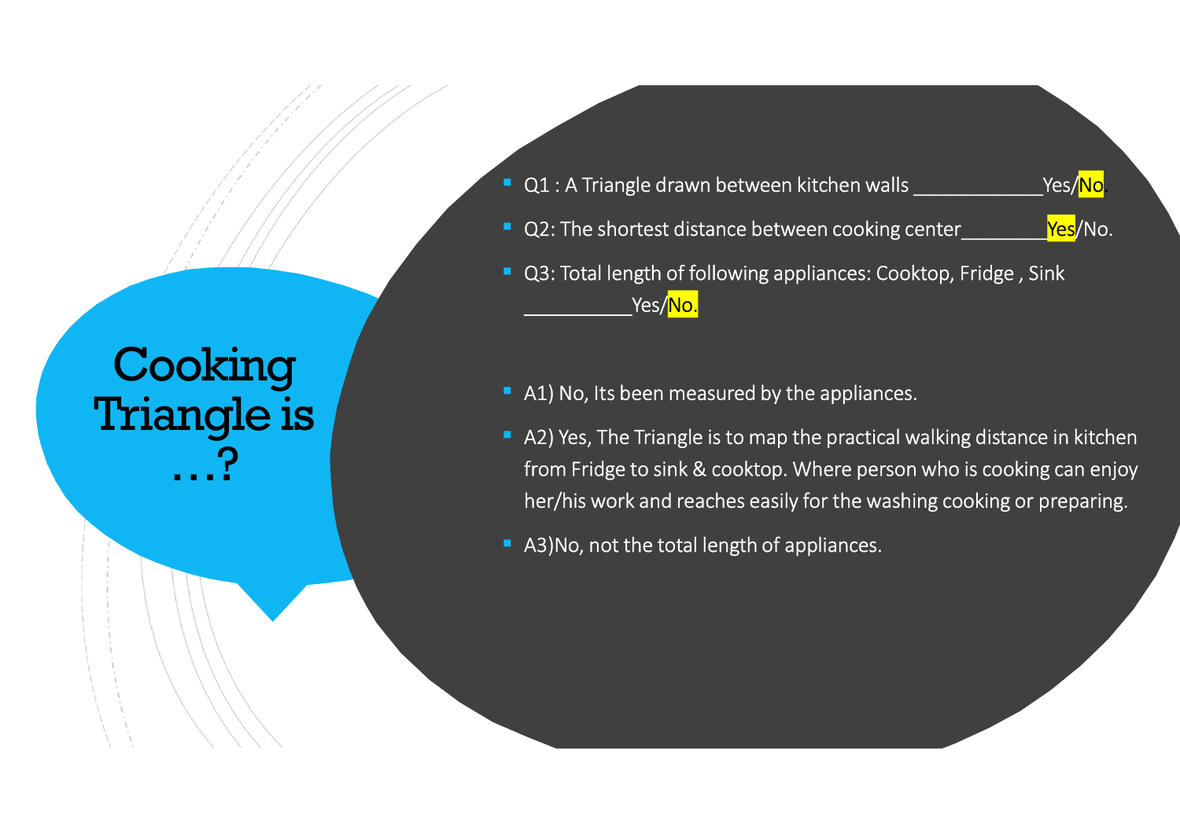# Cooking Triangle is …?

- Q1 : A Triangle drawn between kitchen walls ____________Yes/**No**.
- Q2: The shortest distance between cooking center________**Yes**/No.
- Q3: Total length of following appliances: Cooktop, Fridge , Sink __________Yes/**No.**

- A1) No, Its been measured by the appliances.
- A2) Yes, The Triangle is to map the practical walking distance in kitchen from Fridge to sink & cooktop. Where person who is cooking can enjoy her/his work and reaches easily for the washing cooking or preparing.
- A3)No, not the total length of appliances.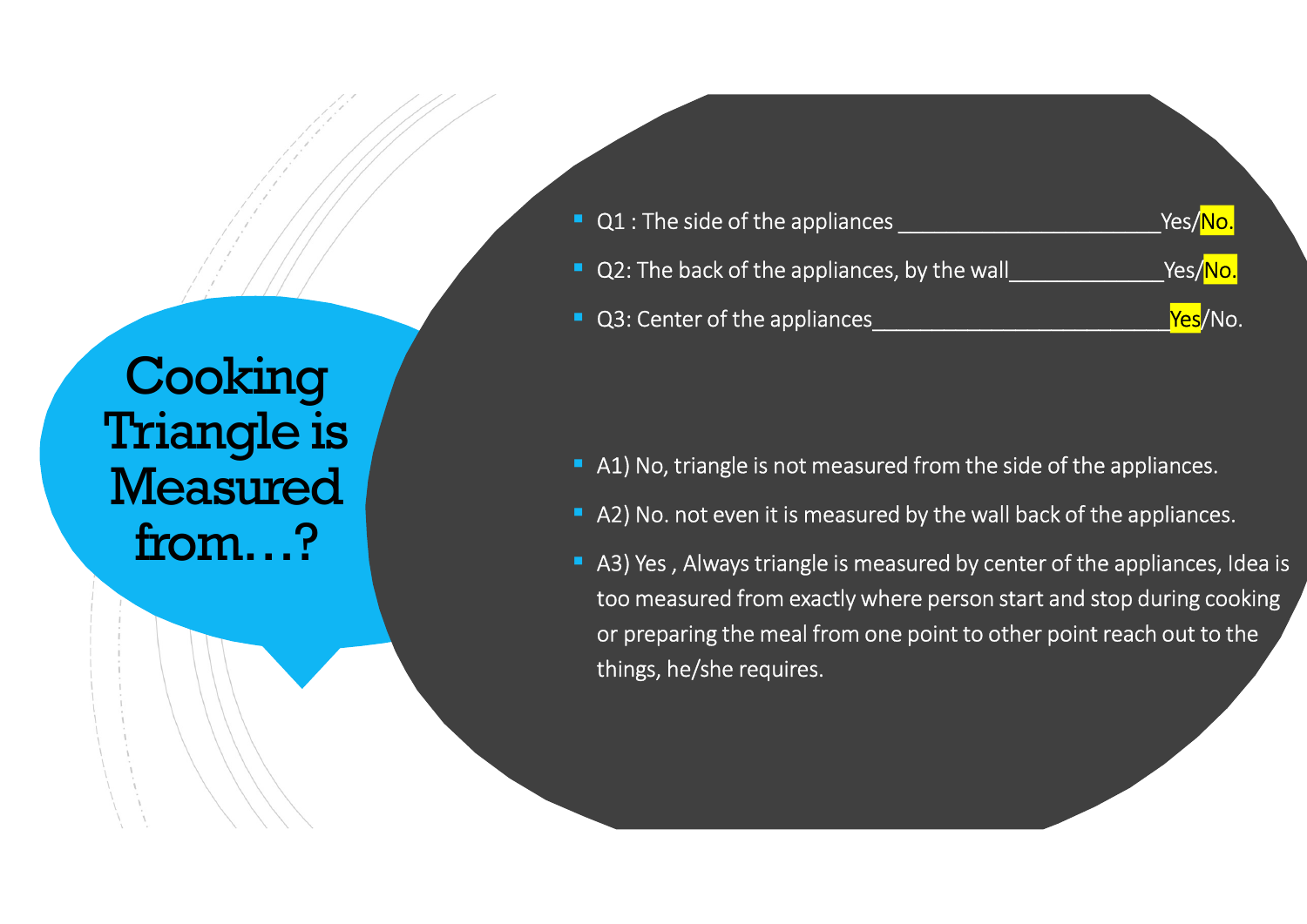# Cooking Triangle is Measured from…?

- Q1 : The side of the appliances ______________________Yes/No.
- Q2: The back of the appliances, by the wall_____________Yes/No.
- Q3: Center of the appliances_________________________Yes/No.

- A1) No, triangle is not measured from the side of the appliances.
- A2) No. not even it is measured by the wall back of the appliances.
- A3) Yes , Always triangle is measured by center of the appliances, Idea is too measured from exactly where person start and stop during cooking or preparing the meal from one point to other point reach out to the things, he/she requires.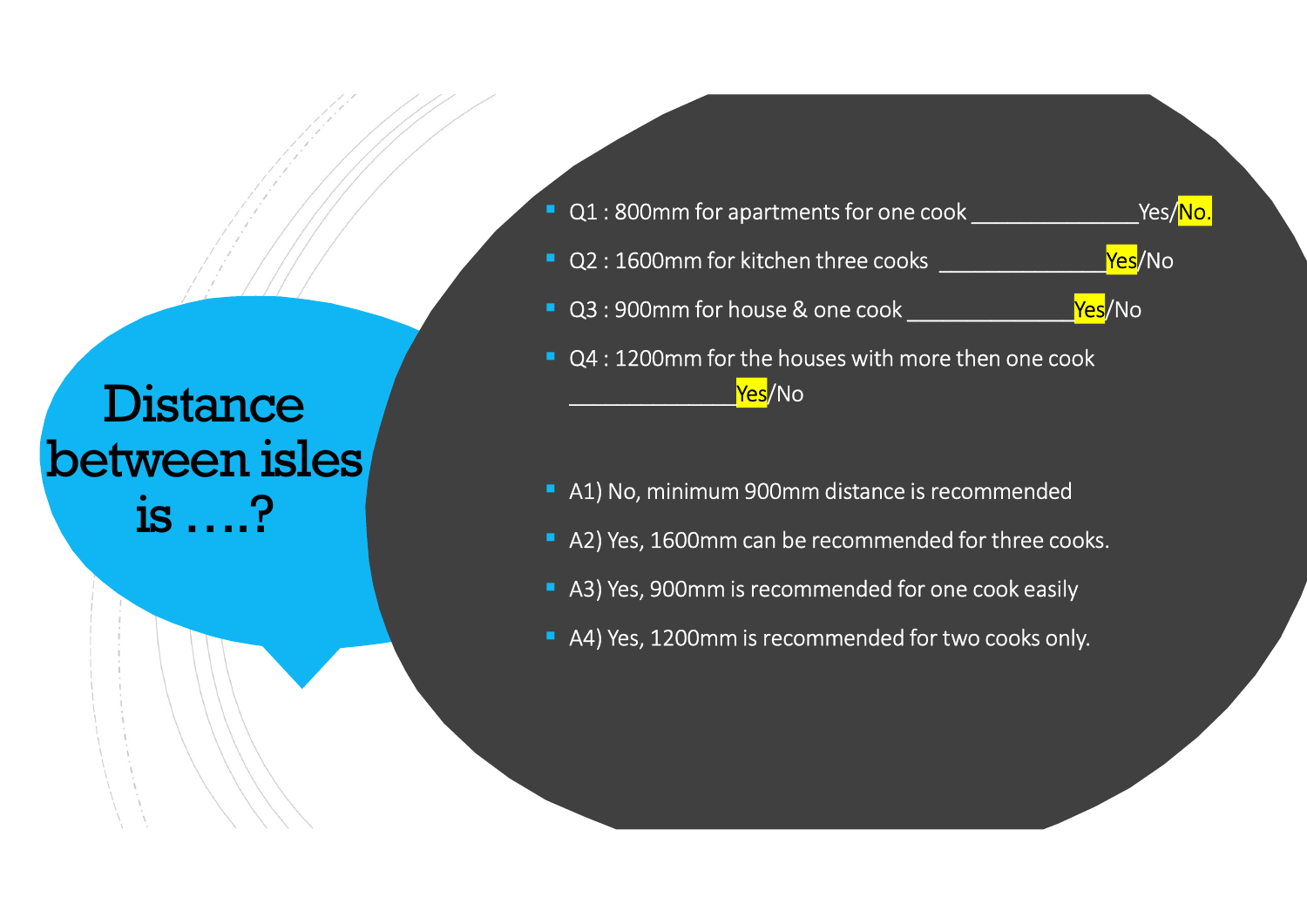# Distance between isles is ….?

- Q1 : 800mm for apartments for one cook _______________Yes/No.
- Q2 : 1600mm for kitchen three cooks _______________Yes/No
- Q3 : 900mm for house & one cook _______________Yes/No
- Q4 : 1200mm for the houses with more then one cook _______________Yes/No

- A1) No, minimum 900mm distance is recommended
- A2) Yes, 1600mm can be recommended for three cooks.
- A3) Yes, 900mm is recommended for one cook easily
- A4) Yes, 1200mm is recommended for two cooks only.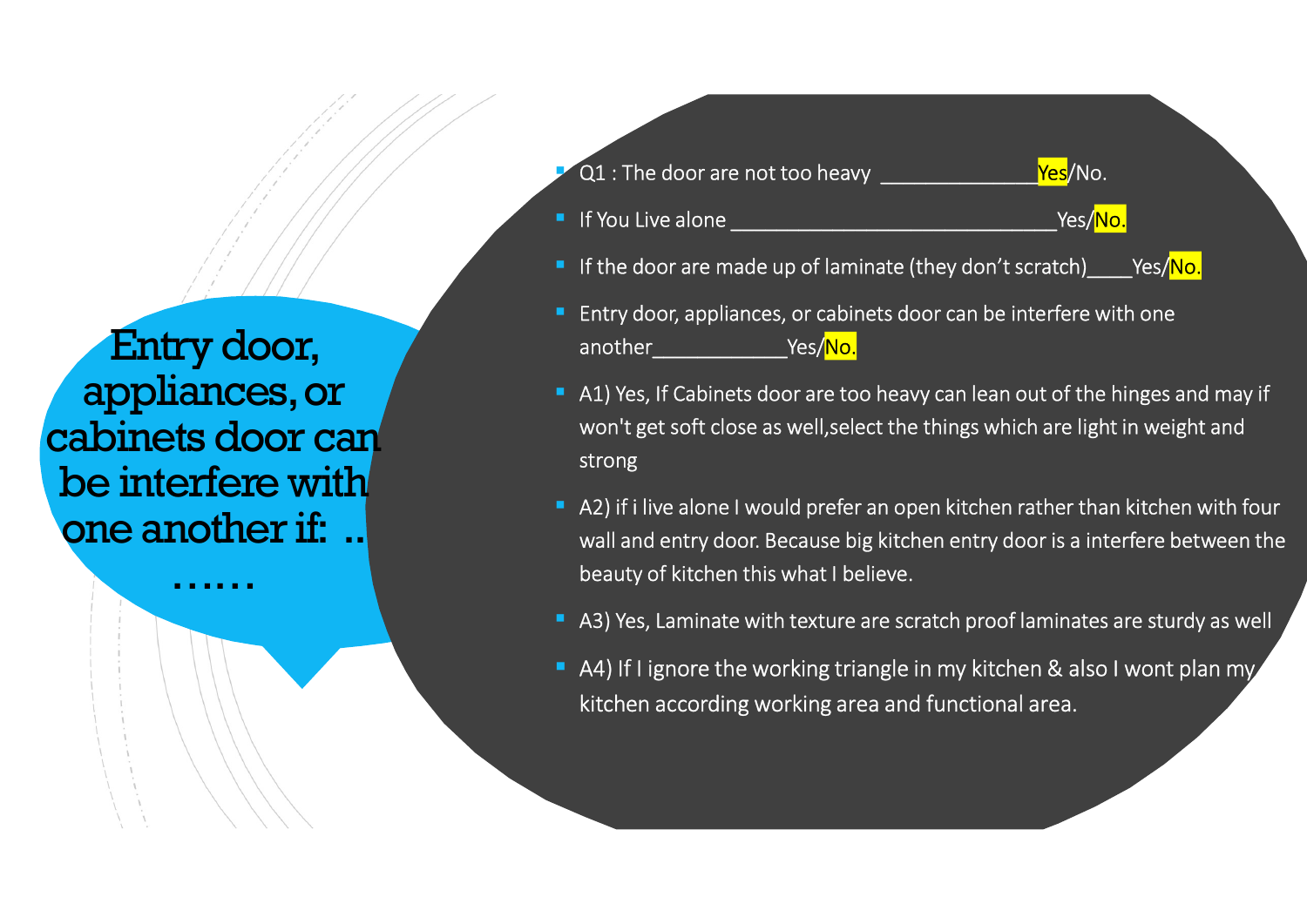# Entry door, appliances, or cabinets door can be interfere with one another if: ..……

- Q1 : The door are not too heavy _______________Yes/No.
- If You Live alone _______________________________Yes/No.
- If the door are made up of laminate (they don't scratch)____Yes/No.
- Entry door, appliances, or cabinets door can be interfere with one another____________Yes/No.
- A1) Yes, If Cabinets door are too heavy can lean out of the hinges and may if won't get soft close as well,select the things which are light in weight and strong
- A2) if i live alone I would prefer an open kitchen rather than kitchen with four wall and entry door. Because big kitchen entry door is a interfere between the beauty of kitchen this what I believe.
- A3) Yes, Laminate with texture are scratch proof laminates are sturdy as well
- A4) If I ignore the working triangle in my kitchen & also I wont plan my kitchen according working area and functional area.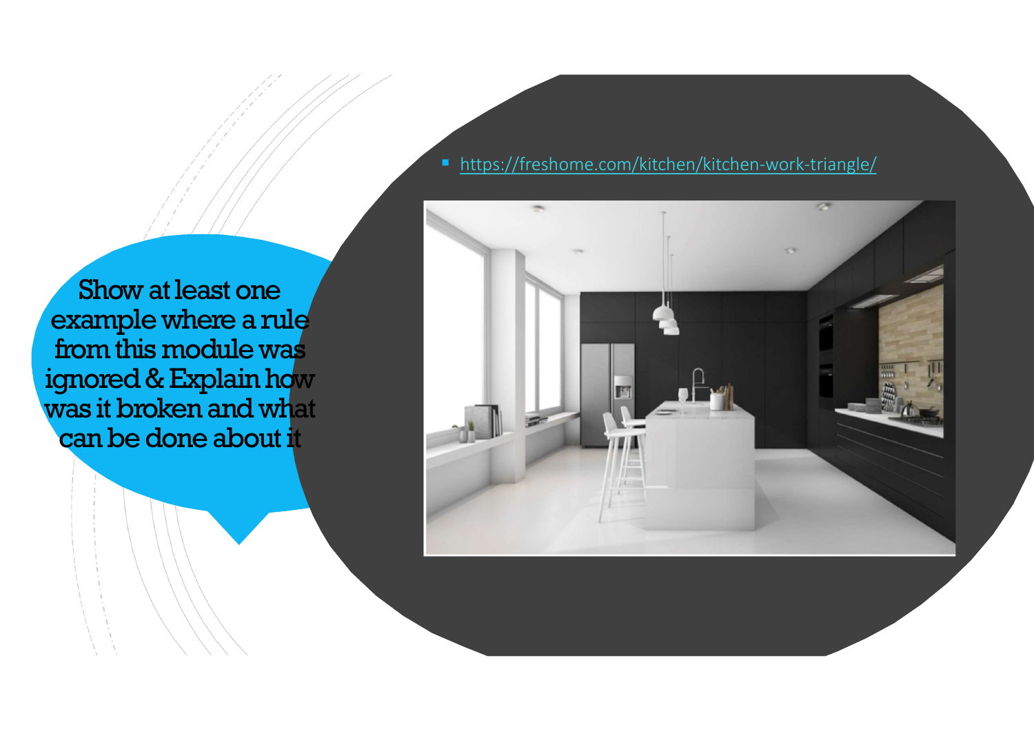Show at least one example where a rule from this module was ignored & Explain how was it broken and what can be done about it

- https://freshome.com/kitchen/kitchen-work-triangle/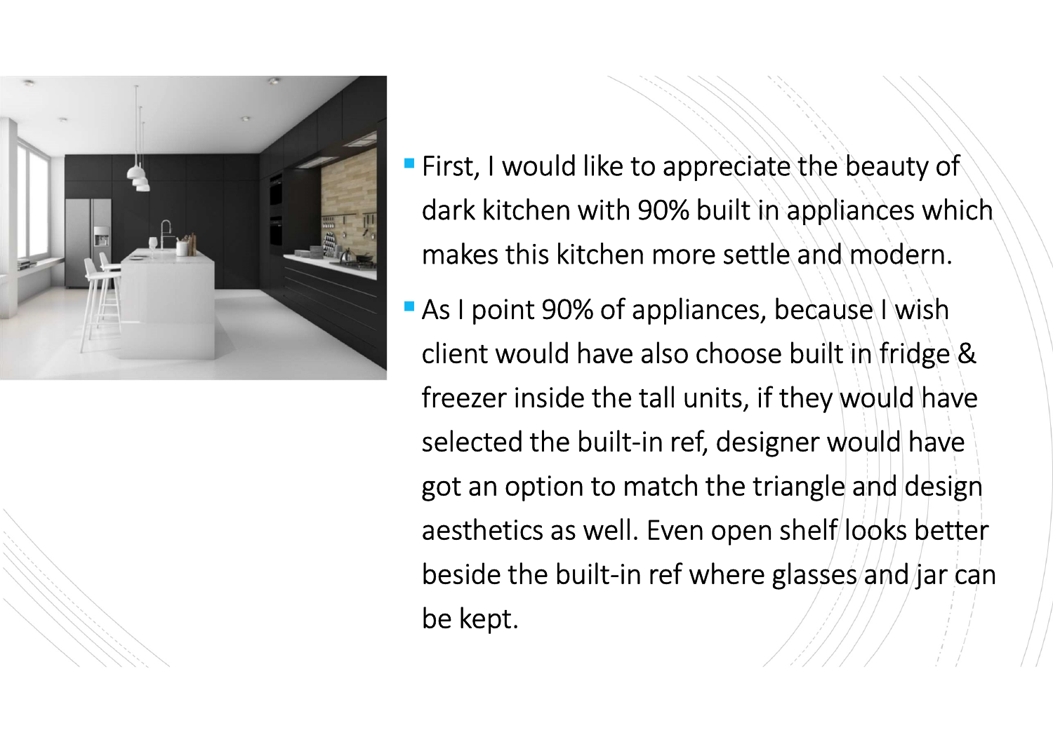- First, I would like to appreciate the beauty of dark kitchen with 90% built in appliances which makes this kitchen more settle and modern.
- As I point 90% of appliances, because I wish client would have also choose built in fridge & freezer inside the tall units, if they would have selected the built-in ref, designer would have got an option to match the triangle and design aesthetics as well. Even open shelf looks better beside the built-in ref where glasses and jar can be kept.